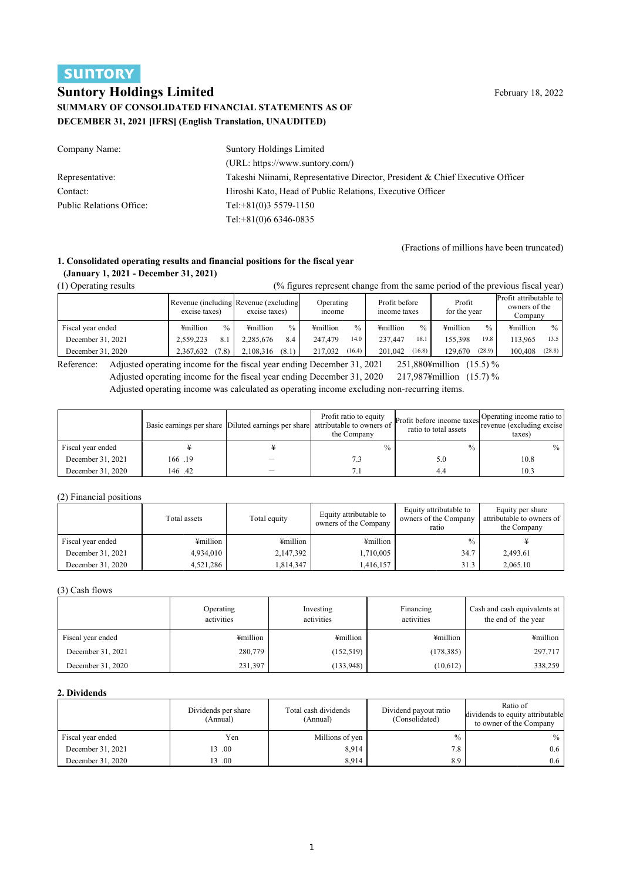SUNTORY

# Suntory Holdings Limited

February 18, 2022

**SUMMARY OF CONSOLIDATED FINANCIAL STATEMENTS AS OF DECEMBER 31, 2021 [IFRS] (English Translation, UNAUDITED)**

| | |
|---|---|
| Company Name: | Suntory Holdings Limited |
| | (URL: https://www.suntory.com/) |
| Representative: | Takeshi Niinami, Representative Director, President & Chief Executive Officer |
| Contact: | Hiroshi Kato, Head of Public Relations, Executive Officer |
| Public Relations Office: | Tel:+81(0)3 5579-1150 |
| | Tel:+81(0)6 6346-0835 |

(Fractions of millions have been truncated)

## 1. Consolidated operating results and financial positions for the fiscal year (January 1, 2021 - December 31, 2021)

(1) Operating results (% figures represent change from the same period of the previous fiscal year)

| | Revenue (including excise taxes) | | Revenue (excluding excise taxes) | | Operating income | | Profit before income taxes | | Profit for the year | | Profit attributable to owners of the Company | |
|---|---|---|---|---|---|---|---|---|---|---|---|---|
| Fiscal year ended | ¥million | % | ¥million | % | ¥million | % | ¥million | % | ¥million | % | ¥million | % |
| December 31, 2021 | 2,559,223 | 8.1 | 2,285,676 | 8.4 | 247,479 | 14.0 | 237,447 | 18.1 | 155,398 | 19.8 | 113,965 | 13.5 |
| December 31, 2020 | 2,367,632 | (7.8) | 2,108,316 | (8.1) | 217,032 | (16.4) | 201,042 | (16.8) | 129,670 | (28.9) | 100,408 | (28.8) |

Reference: Adjusted operating income for the fiscal year ending December 31, 2021 251,880¥million (15.5) %
Adjusted operating income for the fiscal year ending December 31, 2020 217,987¥million (15.7) %
Adjusted operating income was calculated as operating income excluding non-recurring items.

| | Basic earnings per share | Diluted earnings per share | Profit ratio to equity attributable to owners of the Company | Profit before income taxes ratio to total assets | Operating income ratio to revenue (excluding excise taxes) |
|---|---|---|---|---|---|
| Fiscal year ended | ¥ | ¥ | % | % | % |
| December 31, 2021 | 166 .19 | ― | 7.3 | 5.0 | 10.8 |
| December 31, 2020 | 146 .42 | ― | 7.1 | 4.4 | 10.3 |

(2) Financial positions

| | Total assets | Total equity | Equity attributable to owners of the Company | Equity attributable to owners of the Company ratio | Equity per share attributable to owners of the Company |
|---|---|---|---|---|---|
| Fiscal year ended | ¥million | ¥million | ¥million | % | ¥ |
| December 31, 2021 | 4,934,010 | 2,147,392 | 1,710,005 | 34.7 | 2,493.61 |
| December 31, 2020 | 4,521,286 | 1,814,347 | 1,416,157 | 31.3 | 2,065.10 |

(3) Cash flows

| | Operating activities | Investing activities | Financing activities | Cash and cash equivalents at the end of the year |
|---|---|---|---|---|
| Fiscal year ended | ¥million | ¥million | ¥million | ¥million |
| December 31, 2021 | 280,779 | (152,519) | (178,385) | 297,717 |
| December 31, 2020 | 231,397 | (133,948) | (10,612) | 338,259 |

## 2. Dividends

| | Dividends per share (Annual) | Total cash dividends (Annual) | Dividend payout ratio (Consolidated) | Ratio of dividends to equity attributable to owner of the Company |
|---|---|---|---|---|
| Fiscal year ended | Yen | Millions of yen | % | % |
| December 31, 2021 | 13 .00 | 8,914 | 7.8 | 0.6 |
| December 31, 2020 | 13 .00 | 8,914 | 8.9 | 0.6 |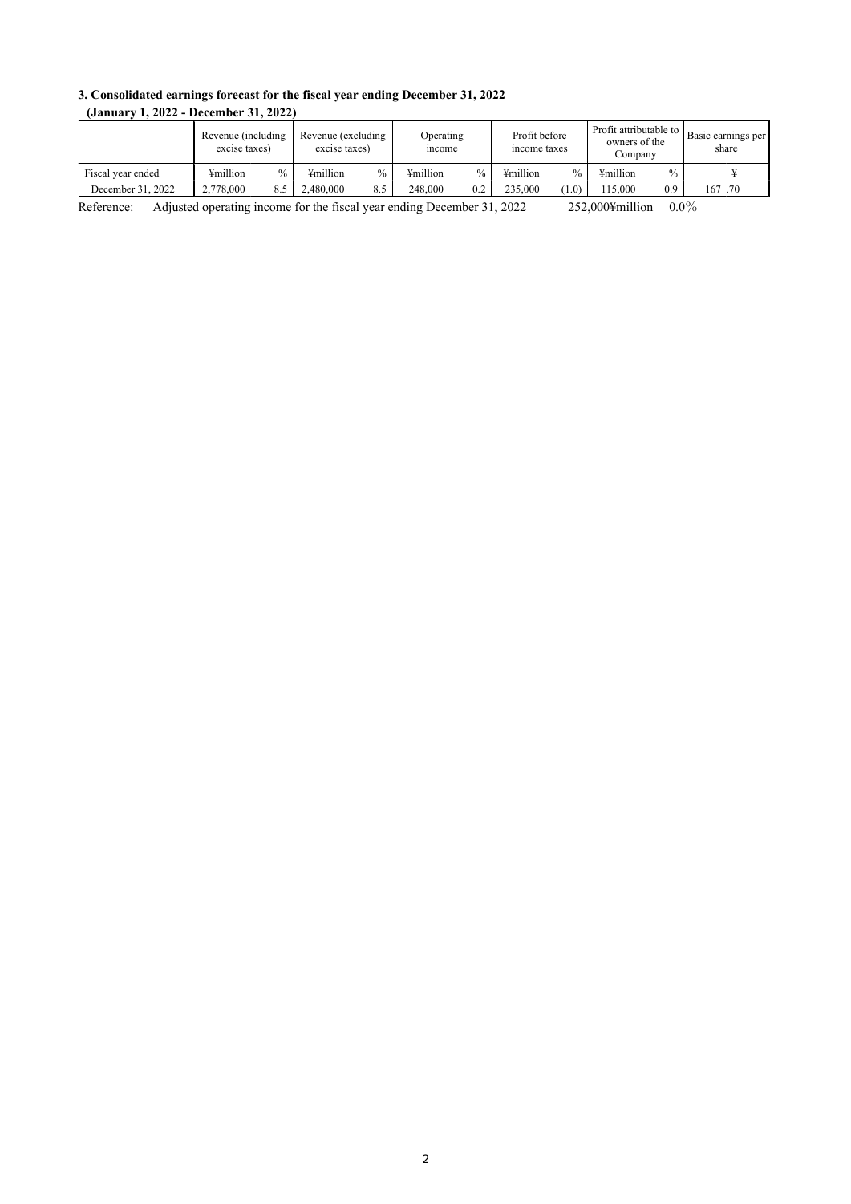### 3. Consolidated earnings forecast for the fiscal year ending December 31, 2022
**(January 1, 2022 - December 31, 2022)**

| | Revenue (including excise taxes) | | Revenue (excluding excise taxes) | | Operating income | | Profit before income taxes | | Profit attributable to owners of the Company | | Basic earnings per share |
|---|---|---|---|---|---|---|---|---|---|---|---|
| Fiscal year ended | ¥million | % | ¥million | % | ¥million | % | ¥million | % | ¥million | % | ¥ |
| December 31, 2022 | 2,778,000 | 8.5 | 2,480,000 | 8.5 | 248,000 | 0.2 | 235,000 | (1.0) | 115,000 | 0.9 | 167 .70 |

Reference: Adjusted operating income for the fiscal year ending December 31, 2022 252,000¥million 0.0%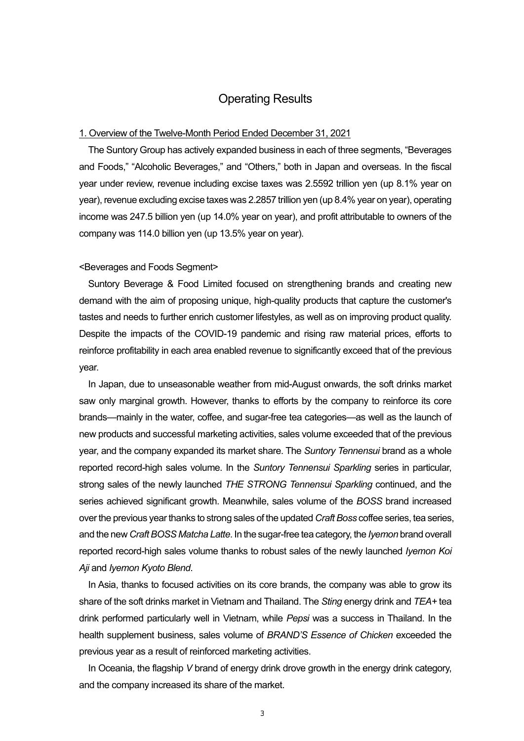# Operating Results

## 1. Overview of the Twelve-Month Period Ended December 31, 2021

The Suntory Group has actively expanded business in each of three segments, "Beverages and Foods," "Alcoholic Beverages," and "Others," both in Japan and overseas. In the fiscal year under review, revenue including excise taxes was 2.5592 trillion yen (up 8.1% year on year), revenue excluding excise taxes was 2.2857 trillion yen (up 8.4% year on year), operating income was 247.5 billion yen (up 14.0% year on year), and profit attributable to owners of the company was 114.0 billion yen (up 13.5% year on year).

<Beverages and Foods Segment>

Suntory Beverage & Food Limited focused on strengthening brands and creating new demand with the aim of proposing unique, high-quality products that capture the customer's tastes and needs to further enrich customer lifestyles, as well as on improving product quality. Despite the impacts of the COVID-19 pandemic and rising raw material prices, efforts to reinforce profitability in each area enabled revenue to significantly exceed that of the previous year.

In Japan, due to unseasonable weather from mid-August onwards, the soft drinks market saw only marginal growth. However, thanks to efforts by the company to reinforce its core brands—mainly in the water, coffee, and sugar-free tea categories—as well as the launch of new products and successful marketing activities, sales volume exceeded that of the previous year, and the company expanded its market share. The *Suntory Tennensui* brand as a whole reported record-high sales volume. In the *Suntory Tennensui Sparkling* series in particular, strong sales of the newly launched *THE STRONG Tennensui Sparkling* continued, and the series achieved significant growth. Meanwhile, sales volume of the *BOSS* brand increased over the previous year thanks to strong sales of the updated *Craft Boss* coffee series, tea series, and the new *Craft BOSS Matcha Latte*. In the sugar-free tea category, the *Iyemon* brand overall reported record-high sales volume thanks to robust sales of the newly launched *Iyemon Koi Aji* and *Iyemon Kyoto Blend*.

In Asia, thanks to focused activities on its core brands, the company was able to grow its share of the soft drinks market in Vietnam and Thailand. The *Sting* energy drink and *TEA+* tea drink performed particularly well in Vietnam, while *Pepsi* was a success in Thailand. In the health supplement business, sales volume of *BRAND'S Essence of Chicken* exceeded the previous year as a result of reinforced marketing activities.

In Oceania, the flagship *V* brand of energy drink drove growth in the energy drink category, and the company increased its share of the market.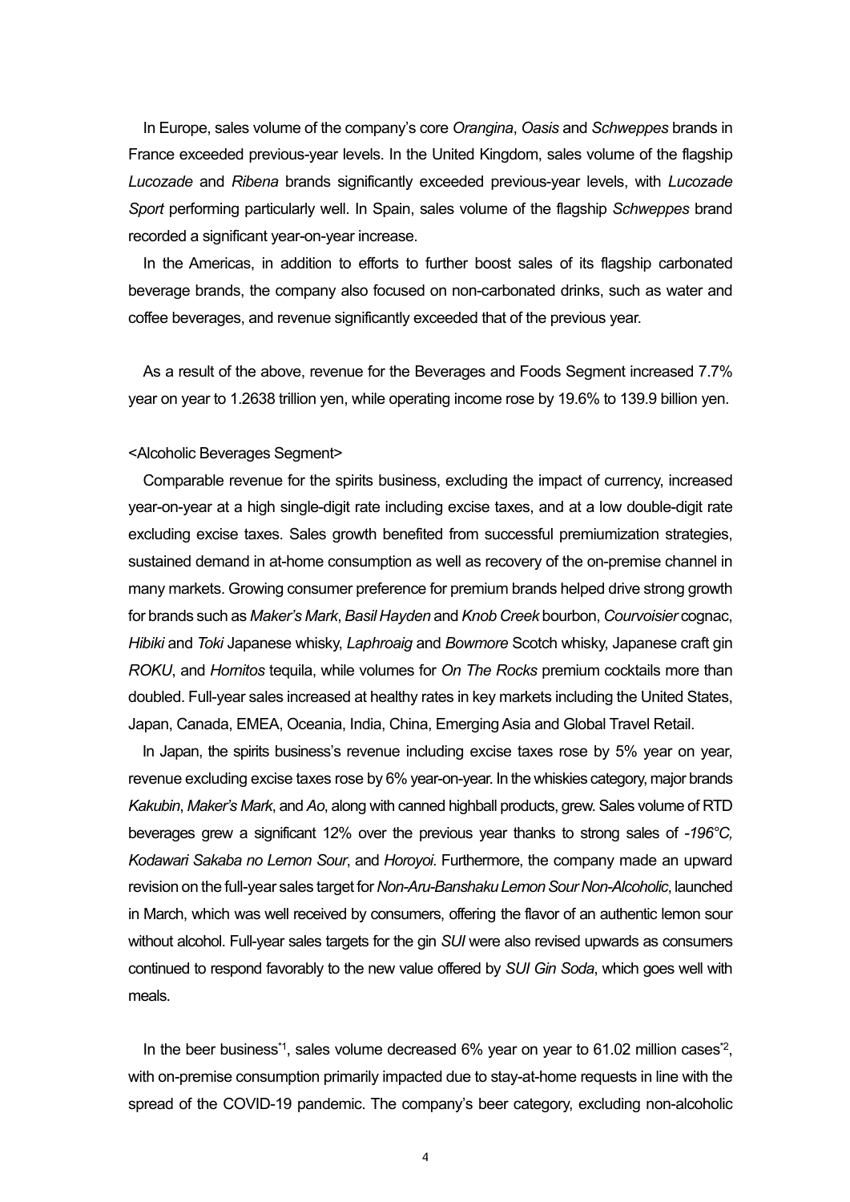In Europe, sales volume of the company's core *Orangina*, *Oasis* and *Schweppes* brands in France exceeded previous-year levels. In the United Kingdom, sales volume of the flagship *Lucozade* and *Ribena* brands significantly exceeded previous-year levels, with *Lucozade Sport* performing particularly well. In Spain, sales volume of the flagship *Schweppes* brand recorded a significant year-on-year increase.

In the Americas, in addition to efforts to further boost sales of its flagship carbonated beverage brands, the company also focused on non-carbonated drinks, such as water and coffee beverages, and revenue significantly exceeded that of the previous year.

As a result of the above, revenue for the Beverages and Foods Segment increased 7.7% year on year to 1.2638 trillion yen, while operating income rose by 19.6% to 139.9 billion yen.

<Alcoholic Beverages Segment>

Comparable revenue for the spirits business, excluding the impact of currency, increased year-on-year at a high single-digit rate including excise taxes, and at a low double-digit rate excluding excise taxes. Sales growth benefited from successful premiumization strategies, sustained demand in at-home consumption as well as recovery of the on-premise channel in many markets. Growing consumer preference for premium brands helped drive strong growth for brands such as *Maker's Mark*, *Basil Hayden* and *Knob Creek* bourbon, *Courvoisier* cognac, *Hibiki* and *Toki* Japanese whisky, *Laphroaig* and *Bowmore* Scotch whisky, Japanese craft gin *ROKU*, and *Hornitos* tequila, while volumes for *On The Rocks* premium cocktails more than doubled. Full-year sales increased at healthy rates in key markets including the United States, Japan, Canada, EMEA, Oceania, India, China, Emerging Asia and Global Travel Retail.

In Japan, the spirits business's revenue including excise taxes rose by 5% year on year, revenue excluding excise taxes rose by 6% year-on-year. In the whiskies category, major brands *Kakubin*, *Maker's Mark*, and *Ao*, along with canned highball products, grew. Sales volume of RTD beverages grew a significant 12% over the previous year thanks to strong sales of *-196°C, Kodawari Sakaba no Lemon Sour*, and *Horoyoi*. Furthermore, the company made an upward revision on the full-year sales target for *Non-Aru-Banshaku Lemon Sour Non-Alcoholic*, launched in March, which was well received by consumers, offering the flavor of an authentic lemon sour without alcohol. Full-year sales targets for the gin *SUI* were also revised upwards as consumers continued to respond favorably to the new value offered by *SUI Gin Soda*, which goes well with meals.

In the beer business[*1], sales volume decreased 6% year on year to 61.02 million cases[*2], with on-premise consumption primarily impacted due to stay-at-home requests in line with the spread of the COVID-19 pandemic. The company's beer category, excluding non-alcoholic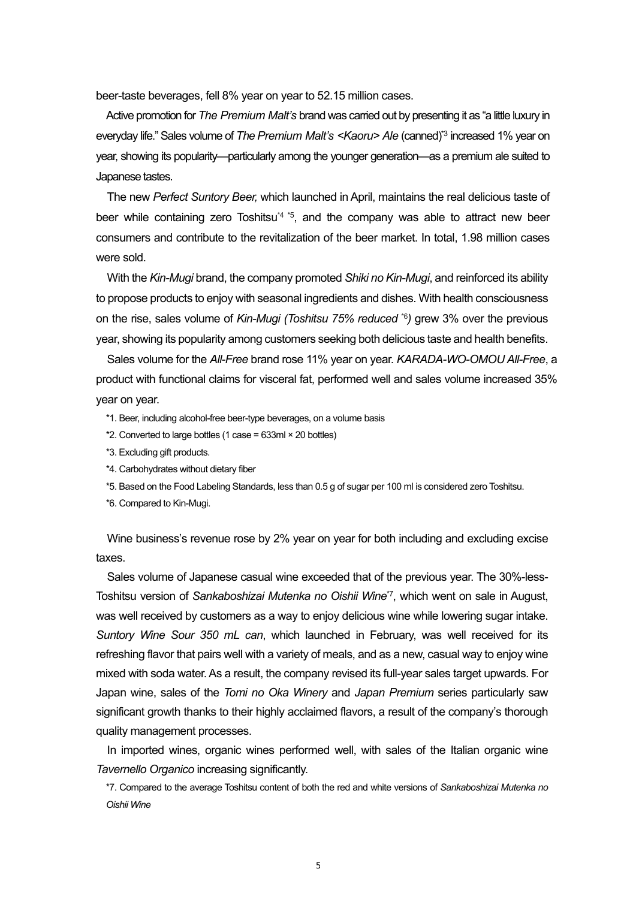beer-taste beverages, fell 8% year on year to 52.15 million cases.

Active promotion for *The Premium Malt's* brand was carried out by presenting it as "a little luxury in everyday life." Sales volume of *The Premium Malt's <Kaoru> Ale* (canned)[*3] increased 1% year on year, showing its popularity—particularly among the younger generation—as a premium ale suited to Japanese tastes.

The new *Perfect Suntory Beer,* which launched in April, maintains the real delicious taste of beer while containing zero Toshitsu[*4 *5], and the company was able to attract new beer consumers and contribute to the revitalization of the beer market. In total, 1.98 million cases were sold.

With the *Kin-Mugi* brand, the company promoted *Shiki no Kin-Mugi*, and reinforced its ability to propose products to enjoy with seasonal ingredients and dishes. With health consciousness on the rise, sales volume of *Kin-Mugi (Toshitsu 75% reduced* [*6]*)* grew 3% over the previous year, showing its popularity among customers seeking both delicious taste and health benefits.

Sales volume for the *All-Free* brand rose 11% year on year. *KARADA-WO-OMOU All-Free*, a product with functional claims for visceral fat, performed well and sales volume increased 35% year on year.

*1. Beer, including alcohol-free beer-type beverages, on a volume basis

*2. Converted to large bottles (1 case = 633ml × 20 bottles)

*3. Excluding gift products.

*4. Carbohydrates without dietary fiber

*5. Based on the Food Labeling Standards, less than 0.5 g of sugar per 100 ml is considered zero Toshitsu.

*6. Compared to Kin-Mugi.

Wine business's revenue rose by 2% year on year for both including and excluding excise taxes.

Sales volume of Japanese casual wine exceeded that of the previous year. The 30%-less-Toshitsu version of *Sankaboshizai Mutenka no Oishii Wine*[*7], which went on sale in August, was well received by customers as a way to enjoy delicious wine while lowering sugar intake. *Suntory Wine Sour 350 mL can*, which launched in February, was well received for its refreshing flavor that pairs well with a variety of meals, and as a new, casual way to enjoy wine mixed with soda water. As a result, the company revised its full-year sales target upwards. For Japan wine, sales of the *Tomi no Oka Winery* and *Japan Premium* series particularly saw significant growth thanks to their highly acclaimed flavors, a result of the company's thorough quality management processes.

In imported wines, organic wines performed well, with sales of the Italian organic wine *Tavernello Organico* increasing significantly.

*7. Compared to the average Toshitsu content of both the red and white versions of *Sankaboshizai Mutenka no Oishii Wine*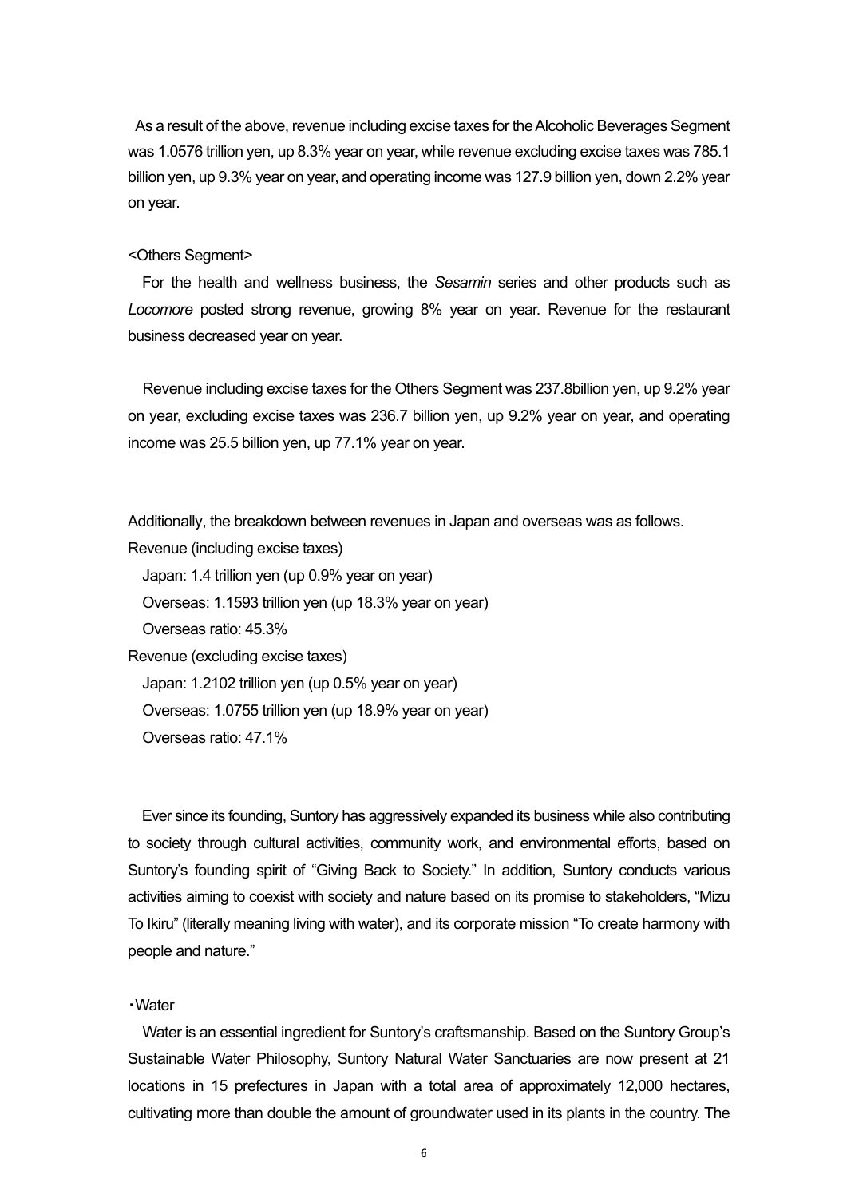As a result of the above, revenue including excise taxes for the Alcoholic Beverages Segment was 1.0576 trillion yen, up 8.3% year on year, while revenue excluding excise taxes was 785.1 billion yen, up 9.3% year on year, and operating income was 127.9 billion yen, down 2.2% year on year.

<Others Segment>

For the health and wellness business, the *Sesamin* series and other products such as *Locomore* posted strong revenue, growing 8% year on year. Revenue for the restaurant business decreased year on year.

Revenue including excise taxes for the Others Segment was 237.8billion yen, up 9.2% year on year, excluding excise taxes was 236.7 billion yen, up 9.2% year on year, and operating income was 25.5 billion yen, up 77.1% year on year.

Additionally, the breakdown between revenues in Japan and overseas was as follows.

Revenue (including excise taxes)

Japan: 1.4 trillion yen (up 0.9% year on year)

Overseas: 1.1593 trillion yen (up 18.3% year on year)

Overseas ratio: 45.3%

Revenue (excluding excise taxes)

Japan: 1.2102 trillion yen (up 0.5% year on year)

Overseas: 1.0755 trillion yen (up 18.9% year on year)

Overseas ratio: 47.1%

Ever since its founding, Suntory has aggressively expanded its business while also contributing to society through cultural activities, community work, and environmental efforts, based on Suntory's founding spirit of "Giving Back to Society." In addition, Suntory conducts various activities aiming to coexist with society and nature based on its promise to stakeholders, "Mizu To Ikiru" (literally meaning living with water), and its corporate mission "To create harmony with people and nature."

・Water

Water is an essential ingredient for Suntory's craftsmanship. Based on the Suntory Group's Sustainable Water Philosophy, Suntory Natural Water Sanctuaries are now present at 21 locations in 15 prefectures in Japan with a total area of approximately 12,000 hectares, cultivating more than double the amount of groundwater used in its plants in the country. The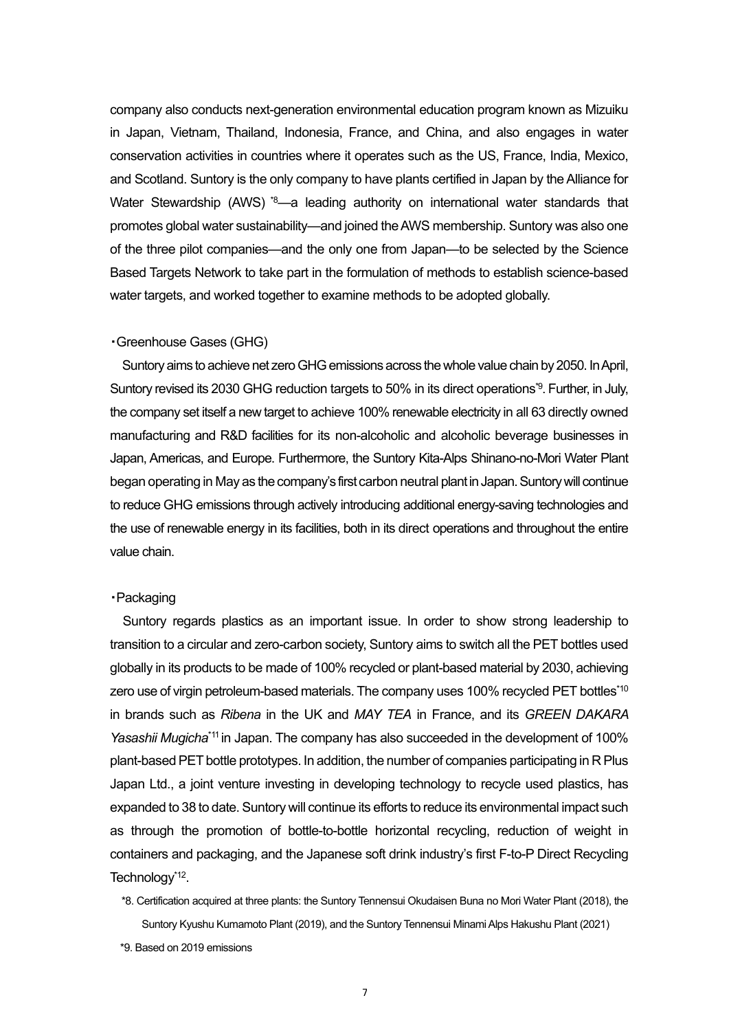company also conducts next-generation environmental education program known as Mizuiku in Japan, Vietnam, Thailand, Indonesia, France, and China, and also engages in water conservation activities in countries where it operates such as the US, France, India, Mexico, and Scotland. Suntory is the only company to have plants certified in Japan by the Alliance for Water Stewardship (AWS) [*8]—a leading authority on international water standards that promotes global water sustainability—and joined the AWS membership. Suntory was also one of the three pilot companies—and the only one from Japan—to be selected by the Science Based Targets Network to take part in the formulation of methods to establish science-based water targets, and worked together to examine methods to be adopted globally.

・Greenhouse Gases (GHG)

Suntory aims to achieve net zero GHG emissions across the whole value chain by 2050. In April, Suntory revised its 2030 GHG reduction targets to 50% in its direct operations[*9]. Further, in July, the company set itself a new target to achieve 100% renewable electricity in all 63 directly owned manufacturing and R&D facilities for its non-alcoholic and alcoholic beverage businesses in Japan, Americas, and Europe. Furthermore, the Suntory Kita-Alps Shinano-no-Mori Water Plant began operating in May as the company's first carbon neutral plant in Japan. Suntory will continue to reduce GHG emissions through actively introducing additional energy-saving technologies and the use of renewable energy in its facilities, both in its direct operations and throughout the entire value chain.

・Packaging

Suntory regards plastics as an important issue. In order to show strong leadership to transition to a circular and zero-carbon society, Suntory aims to switch all the PET bottles used globally in its products to be made of 100% recycled or plant-based material by 2030, achieving zero use of virgin petroleum-based materials. The company uses 100% recycled PET bottles[*10] in brands such as *Ribena* in the UK and *MAY TEA* in France, and its *GREEN DAKARA Yasashii Mugicha*[*11] in Japan. The company has also succeeded in the development of 100% plant-based PET bottle prototypes. In addition, the number of companies participating in R Plus Japan Ltd., a joint venture investing in developing technology to recycle used plastics, has expanded to 38 to date. Suntory will continue its efforts to reduce its environmental impact such as through the promotion of bottle-to-bottle horizontal recycling, reduction of weight in containers and packaging, and the Japanese soft drink industry's first F-to-P Direct Recycling Technology[*12].

*8. Certification acquired at three plants: the Suntory Tennensui Okudaisen Buna no Mori Water Plant (2018), the Suntory Kyushu Kumamoto Plant (2019), and the Suntory Tennensui Minami Alps Hakushu Plant (2021)

*9. Based on 2019 emissions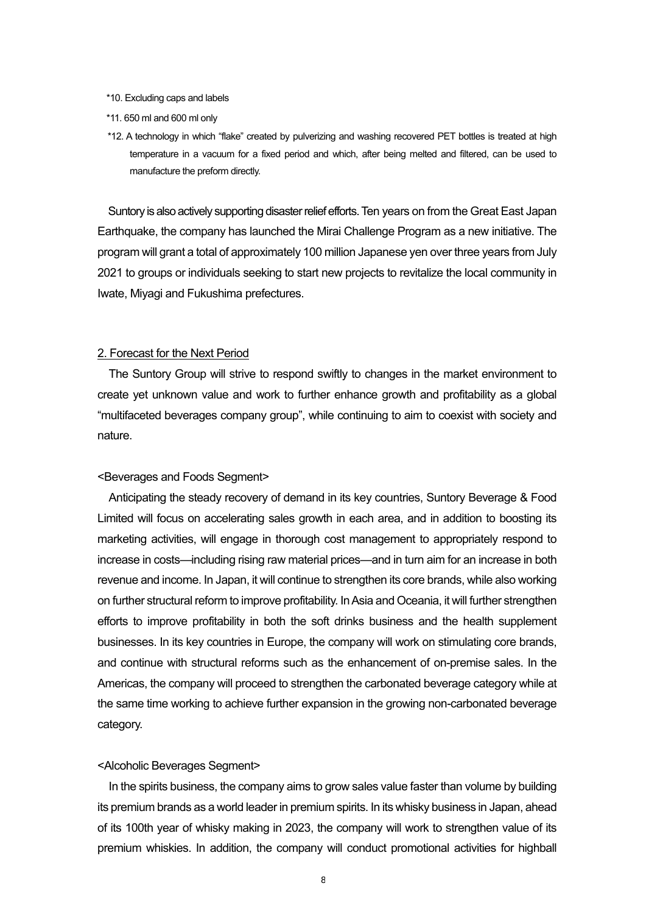*10. Excluding caps and labels

*11. 650 ml and 600 ml only

*12. A technology in which "flake" created by pulverizing and washing recovered PET bottles is treated at high temperature in a vacuum for a fixed period and which, after being melted and filtered, can be used to manufacture the preform directly.

Suntory is also actively supporting disaster relief efforts. Ten years on from the Great East Japan Earthquake, the company has launched the Mirai Challenge Program as a new initiative. The program will grant a total of approximately 100 million Japanese yen over three years from July 2021 to groups or individuals seeking to start new projects to revitalize the local community in Iwate, Miyagi and Fukushima prefectures.

## 2. Forecast for the Next Period

The Suntory Group will strive to respond swiftly to changes in the market environment to create yet unknown value and work to further enhance growth and profitability as a global "multifaceted beverages company group", while continuing to aim to coexist with society and nature.

<Beverages and Foods Segment>

Anticipating the steady recovery of demand in its key countries, Suntory Beverage & Food Limited will focus on accelerating sales growth in each area, and in addition to boosting its marketing activities, will engage in thorough cost management to appropriately respond to increase in costs—including rising raw material prices—and in turn aim for an increase in both revenue and income. In Japan, it will continue to strengthen its core brands, while also working on further structural reform to improve profitability. In Asia and Oceania, it will further strengthen efforts to improve profitability in both the soft drinks business and the health supplement businesses. In its key countries in Europe, the company will work on stimulating core brands, and continue with structural reforms such as the enhancement of on-premise sales. In the Americas, the company will proceed to strengthen the carbonated beverage category while at the same time working to achieve further expansion in the growing non-carbonated beverage category.

<Alcoholic Beverages Segment>

In the spirits business, the company aims to grow sales value faster than volume by building its premium brands as a world leader in premium spirits. In its whisky business in Japan, ahead of its 100th year of whisky making in 2023, the company will work to strengthen value of its premium whiskies. In addition, the company will conduct promotional activities for highball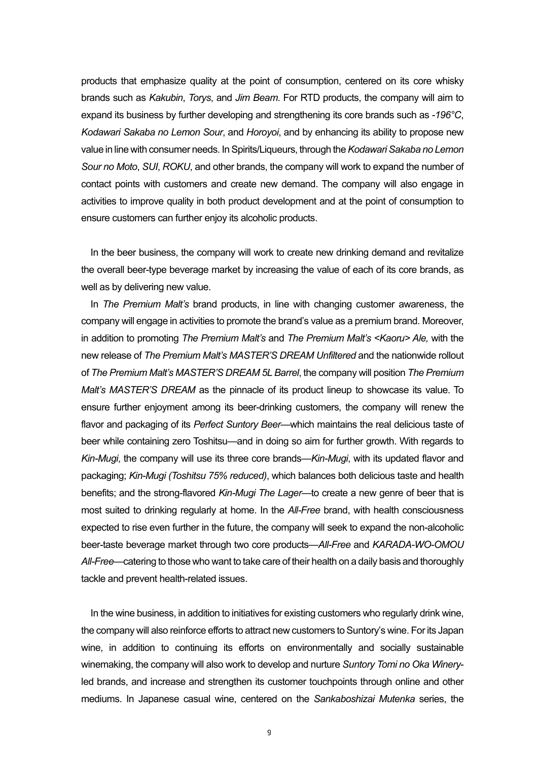products that emphasize quality at the point of consumption, centered on its core whisky brands such as *Kakubin*, *Torys*, and *Jim Beam*. For RTD products, the company will aim to expand its business by further developing and strengthening its core brands such as *-196°C*, *Kodawari Sakaba no Lemon Sour*, and *Horoyoi*, and by enhancing its ability to propose new value in line with consumer needs. In Spirits/Liqueurs, through the *Kodawari Sakaba no Lemon Sour no Moto*, *SUI*, *ROKU*, and other brands, the company will work to expand the number of contact points with customers and create new demand. The company will also engage in activities to improve quality in both product development and at the point of consumption to ensure customers can further enjoy its alcoholic products.

In the beer business, the company will work to create new drinking demand and revitalize the overall beer-type beverage market by increasing the value of each of its core brands, as well as by delivering new value.

In *The Premium Malt's* brand products, in line with changing customer awareness, the company will engage in activities to promote the brand's value as a premium brand. Moreover, in addition to promoting *The Premium Malt's* and *The Premium Malt's <Kaoru> Ale,* with the new release of *The Premium Malt's MASTER'S DREAM Unfiltered* and the nationwide rollout of *The Premium Malt's MASTER'S DREAM 5L Barrel*, the company will position *The Premium Malt's MASTER'S DREAM* as the pinnacle of its product lineup to showcase its value. To ensure further enjoyment among its beer-drinking customers, the company will renew the flavor and packaging of its *Perfect Suntory Beer*—which maintains the real delicious taste of beer while containing zero Toshitsu—and in doing so aim for further growth. With regards to *Kin-Mugi*, the company will use its three core brands—*Kin-Mugi*, with its updated flavor and packaging; *Kin-Mugi (Toshitsu 75% reduced)*, which balances both delicious taste and health benefits; and the strong-flavored *Kin-Mugi The Lager*—to create a new genre of beer that is most suited to drinking regularly at home. In the *All-Free* brand, with health consciousness expected to rise even further in the future, the company will seek to expand the non-alcoholic beer-taste beverage market through two core products—*All-Free* and *KARADA-WO-OMOU All-Free*—catering to those who want to take care of their health on a daily basis and thoroughly tackle and prevent health-related issues.

In the wine business, in addition to initiatives for existing customers who regularly drink wine, the company will also reinforce efforts to attract new customers to Suntory's wine. For its Japan wine, in addition to continuing its efforts on environmentally and socially sustainable winemaking, the company will also work to develop and nurture *Suntory Tomi no Oka Winery*-led brands, and increase and strengthen its customer touchpoints through online and other mediums. In Japanese casual wine, centered on the *Sankaboshizai Mutenka* series, the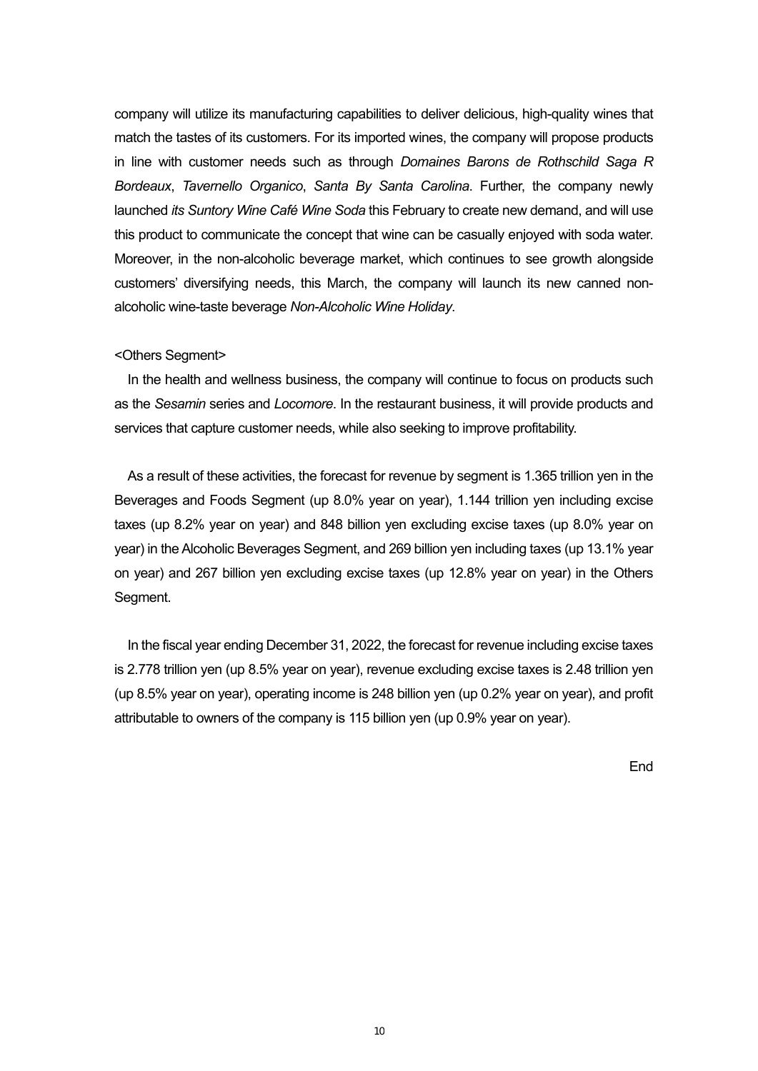company will utilize its manufacturing capabilities to deliver delicious, high-quality wines that match the tastes of its customers. For its imported wines, the company will propose products in line with customer needs such as through *Domaines Barons de Rothschild Saga R Bordeaux*, *Tavernello Organico*, *Santa By Santa Carolina*. Further, the company newly launched *its Suntory Wine Café Wine Soda* this February to create new demand, and will use this product to communicate the concept that wine can be casually enjoyed with soda water. Moreover, in the non-alcoholic beverage market, which continues to see growth alongside customers' diversifying needs, this March, the company will launch its new canned non-alcoholic wine-taste beverage *Non-Alcoholic Wine Holiday*.

<Others Segment>

In the health and wellness business, the company will continue to focus on products such as the *Sesamin* series and *Locomore*. In the restaurant business, it will provide products and services that capture customer needs, while also seeking to improve profitability.

As a result of these activities, the forecast for revenue by segment is 1.365 trillion yen in the Beverages and Foods Segment (up 8.0% year on year), 1.144 trillion yen including excise taxes (up 8.2% year on year) and 848 billion yen excluding excise taxes (up 8.0% year on year) in the Alcoholic Beverages Segment, and 269 billion yen including taxes (up 13.1% year on year) and 267 billion yen excluding excise taxes (up 12.8% year on year) in the Others Segment.

In the fiscal year ending December 31, 2022, the forecast for revenue including excise taxes is 2.778 trillion yen (up 8.5% year on year), revenue excluding excise taxes is 2.48 trillion yen (up 8.5% year on year), operating income is 248 billion yen (up 0.2% year on year), and profit attributable to owners of the company is 115 billion yen (up 0.9% year on year).

End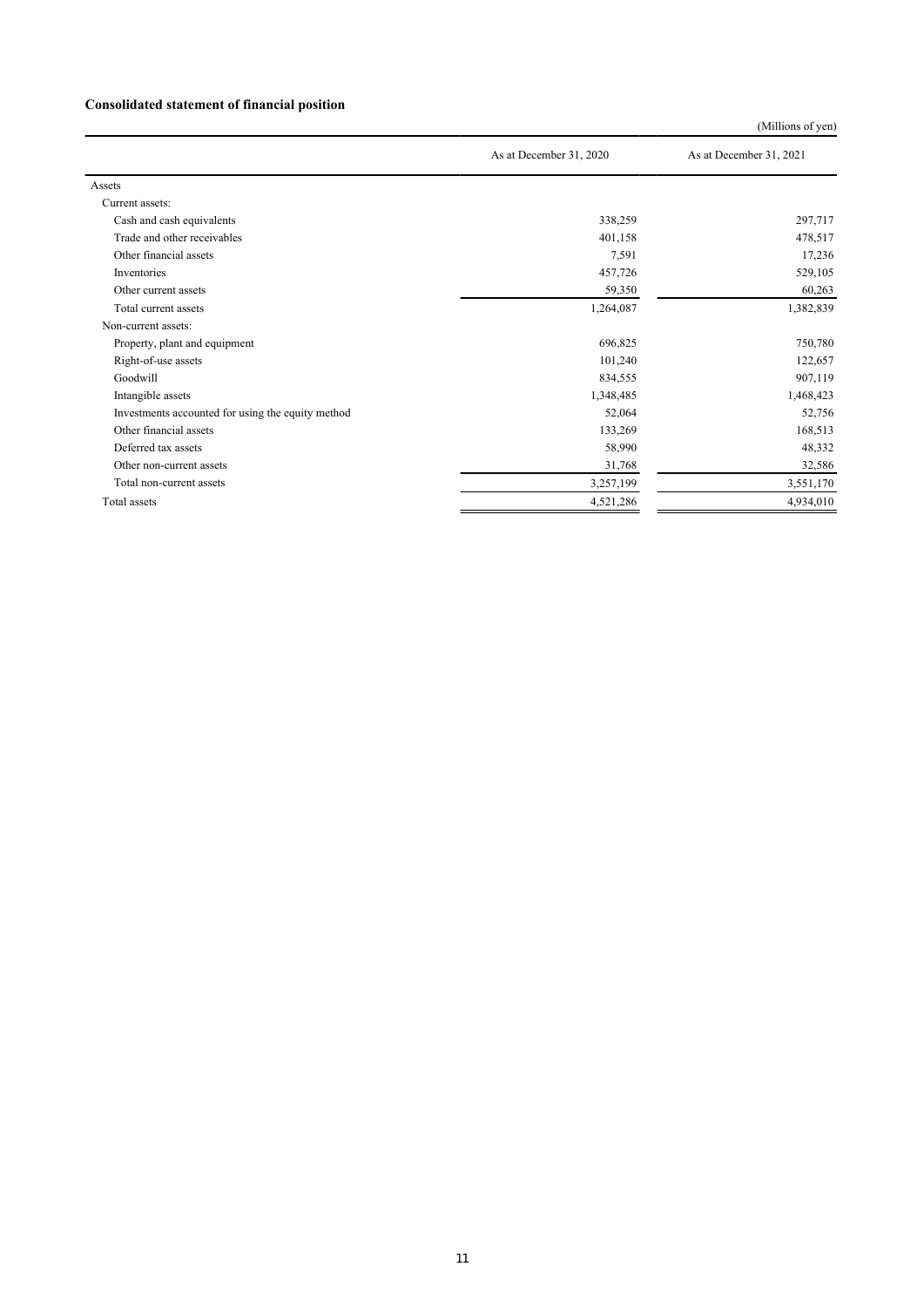**Consolidated statement of financial position**

(Millions of yen)

| | As at December 31, 2020 | As at December 31, 2021 |
|---|---|---|
| Assets | | |
| Current assets: | | |
| Cash and cash equivalents | 338,259 | 297,717 |
| Trade and other receivables | 401,158 | 478,517 |
| Other financial assets | 7,591 | 17,236 |
| Inventories | 457,726 | 529,105 |
| Other current assets | 59,350 | 60,263 |
| Total current assets | 1,264,087 | 1,382,839 |
| Non-current assets: | | |
| Property, plant and equipment | 696,825 | 750,780 |
| Right-of-use assets | 101,240 | 122,657 |
| Goodwill | 834,555 | 907,119 |
| Intangible assets | 1,348,485 | 1,468,423 |
| Investments accounted for using the equity method | 52,064 | 52,756 |
| Other financial assets | 133,269 | 168,513 |
| Deferred tax assets | 58,990 | 48,332 |
| Other non-current assets | 31,768 | 32,586 |
| Total non-current assets | 3,257,199 | 3,551,170 |
| Total assets | 4,521,286 | 4,934,010 |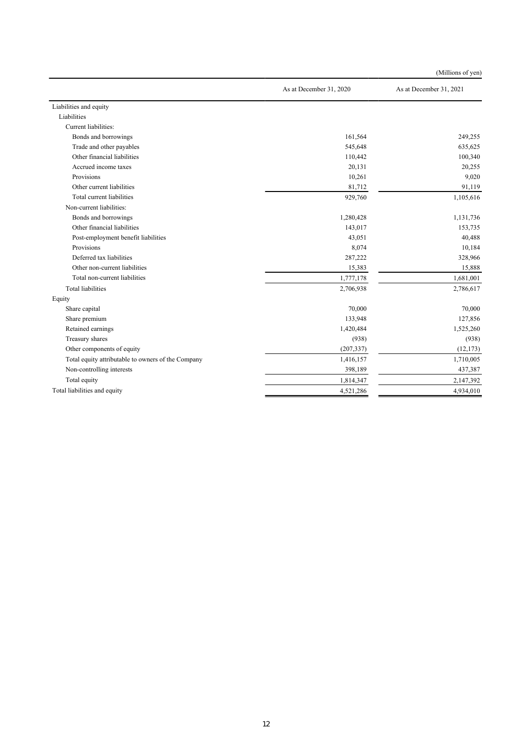(Millions of yen)

| | As at December 31, 2020 | As at December 31, 2021 |
|---|---|---|
| Liabilities and equity | | |
| Liabilities | | |
| Current liabilities: | | |
| Bonds and borrowings | 161,564 | 249,255 |
| Trade and other payables | 545,648 | 635,625 |
| Other financial liabilities | 110,442 | 100,340 |
| Accrued income taxes | 20,131 | 20,255 |
| Provisions | 10,261 | 9,020 |
| Other current liabilities | 81,712 | 91,119 |
| Total current liabilities | 929,760 | 1,105,616 |
| Non-current liabilities: | | |
| Bonds and borrowings | 1,280,428 | 1,131,736 |
| Other financial liabilities | 143,017 | 153,735 |
| Post-employment benefit liabilities | 43,051 | 40,488 |
| Provisions | 8,074 | 10,184 |
| Deferred tax liabilities | 287,222 | 328,966 |
| Other non-current liabilities | 15,383 | 15,888 |
| Total non-current liabilities | 1,777,178 | 1,681,001 |
| Total liabilities | 2,706,938 | 2,786,617 |
| Equity | | |
| Share capital | 70,000 | 70,000 |
| Share premium | 133,948 | 127,856 |
| Retained earnings | 1,420,484 | 1,525,260 |
| Treasury shares | (938) | (938) |
| Other components of equity | (207,337) | (12,173) |
| Total equity attributable to owners of the Company | 1,416,157 | 1,710,005 |
| Non-controlling interests | 398,189 | 437,387 |
| Total equity | 1,814,347 | 2,147,392 |
| Total liabilities and equity | 4,521,286 | 4,934,010 |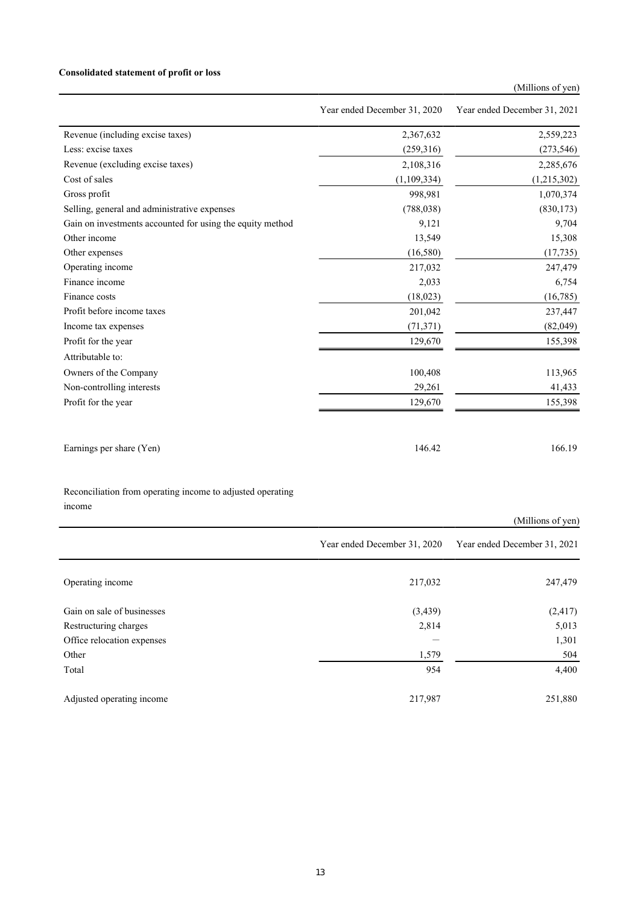**Consolidated statement of profit or loss**

(Millions of yen)

| | Year ended December 31, 2020 | Year ended December 31, 2021 |
|---|---|---|
| Revenue (including excise taxes) | 2,367,632 | 2,559,223 |
| Less: excise taxes | (259,316) | (273,546) |
| Revenue (excluding excise taxes) | 2,108,316 | 2,285,676 |
| Cost of sales | (1,109,334) | (1,215,302) |
| Gross profit | 998,981 | 1,070,374 |
| Selling, general and administrative expenses | (788,038) | (830,173) |
| Gain on investments accounted for using the equity method | 9,121 | 9,704 |
| Other income | 13,549 | 15,308 |
| Other expenses | (16,580) | (17,735) |
| Operating income | 217,032 | 247,479 |
| Finance income | 2,033 | 6,754 |
| Finance costs | (18,023) | (16,785) |
| Profit before income taxes | 201,042 | 237,447 |
| Income tax expenses | (71,371) | (82,049) |
| Profit for the year | 129,670 | 155,398 |
| Attributable to: | | |
| Owners of the Company | 100,408 | 113,965 |
| Non-controlling interests | 29,261 | 41,433 |
| Profit for the year | 129,670 | 155,398 |
| | | |
| Earnings per share (Yen) | 146.42 | 166.19 |

Reconciliation from operating income to adjusted operating income

(Millions of yen)

| | Year ended December 31, 2020 | Year ended December 31, 2021 |
|---|---|---|
| Operating income | 217,032 | 247,479 |
| Gain on sale of businesses | (3,439) | (2,417) |
| Restructuring charges | 2,814 | 5,013 |
| Office relocation expenses | — | 1,301 |
| Other | 1,579 | 504 |
| Total | 954 | 4,400 |
| Adjusted operating income | 217,987 | 251,880 |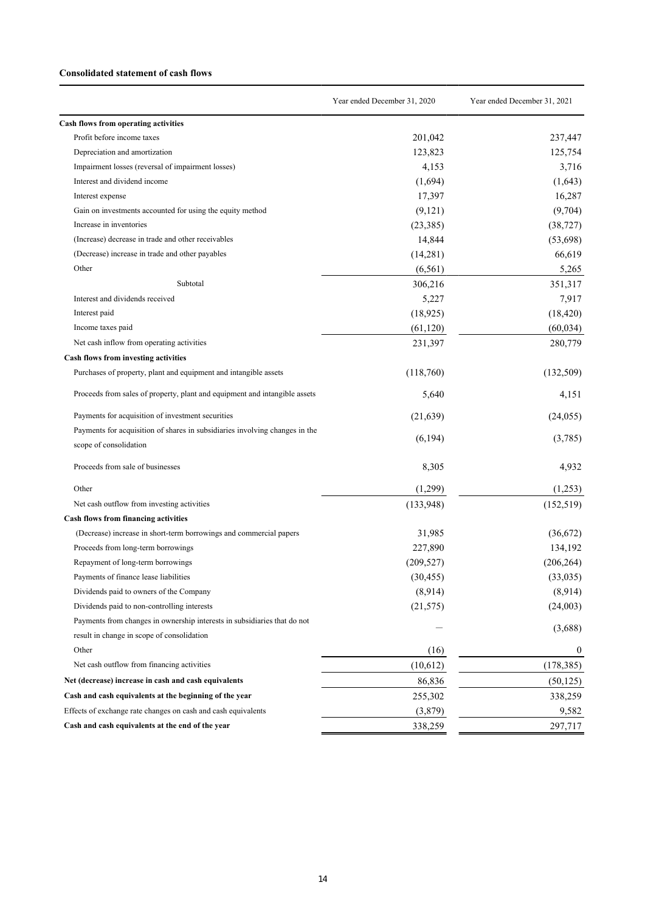**Consolidated statement of cash flows**

| | Year ended December 31, 2020 | Year ended December 31, 2021 |
|---|---|---|
| **Cash flows from operating activities** | | |
| Profit before income taxes | 201,042 | 237,447 |
| Depreciation and amortization | 123,823 | 125,754 |
| Impairment losses (reversal of impairment losses) | 4,153 | 3,716 |
| Interest and dividend income | (1,694) | (1,643) |
| Interest expense | 17,397 | 16,287 |
| Gain on investments accounted for using the equity method | (9,121) | (9,704) |
| Increase in inventories | (23,385) | (38,727) |
| (Increase) decrease in trade and other receivables | 14,844 | (53,698) |
| (Decrease) increase in trade and other payables | (14,281) | 66,619 |
| Other | (6,561) | 5,265 |
| Subtotal | 306,216 | 351,317 |
| Interest and dividends received | 5,227 | 7,917 |
| Interest paid | (18,925) | (18,420) |
| Income taxes paid | (61,120) | (60,034) |
| Net cash inflow from operating activities | 231,397 | 280,779 |
| **Cash flows from investing activities** | | |
| Purchases of property, plant and equipment and intangible assets | (118,760) | (132,509) |
| Proceeds from sales of property, plant and equipment and intangible assets | 5,640 | 4,151 |
| Payments for acquisition of investment securities | (21,639) | (24,055) |
| Payments for acquisition of shares in subsidiaries involving changes in the scope of consolidation | (6,194) | (3,785) |
| Proceeds from sale of businesses | 8,305 | 4,932 |
| Other | (1,299) | (1,253) |
| Net cash outflow from investing activities | (133,948) | (152,519) |
| **Cash flows from financing activities** | | |
| (Decrease) increase in short-term borrowings and commercial papers | 31,985 | (36,672) |
| Proceeds from long-term borrowings | 227,890 | 134,192 |
| Repayment of long-term borrowings | (209,527) | (206,264) |
| Payments of finance lease liabilities | (30,455) | (33,035) |
| Dividends paid to owners of the Company | (8,914) | (8,914) |
| Dividends paid to non-controlling interests | (21,575) | (24,003) |
| Payments from changes in ownership interests in subsidiaries that do not result in change in scope of consolidation | — | (3,688) |
| Other | (16) | 0 |
| Net cash outflow from financing activities | (10,612) | (178,385) |
| **Net (decrease) increase in cash and cash equivalents** | 86,836 | (50,125) |
| **Cash and cash equivalents at the beginning of the year** | 255,302 | 338,259 |
| Effects of exchange rate changes on cash and cash equivalents | (3,879) | 9,582 |
| **Cash and cash equivalents at the end of the year** | 338,259 | 297,717 |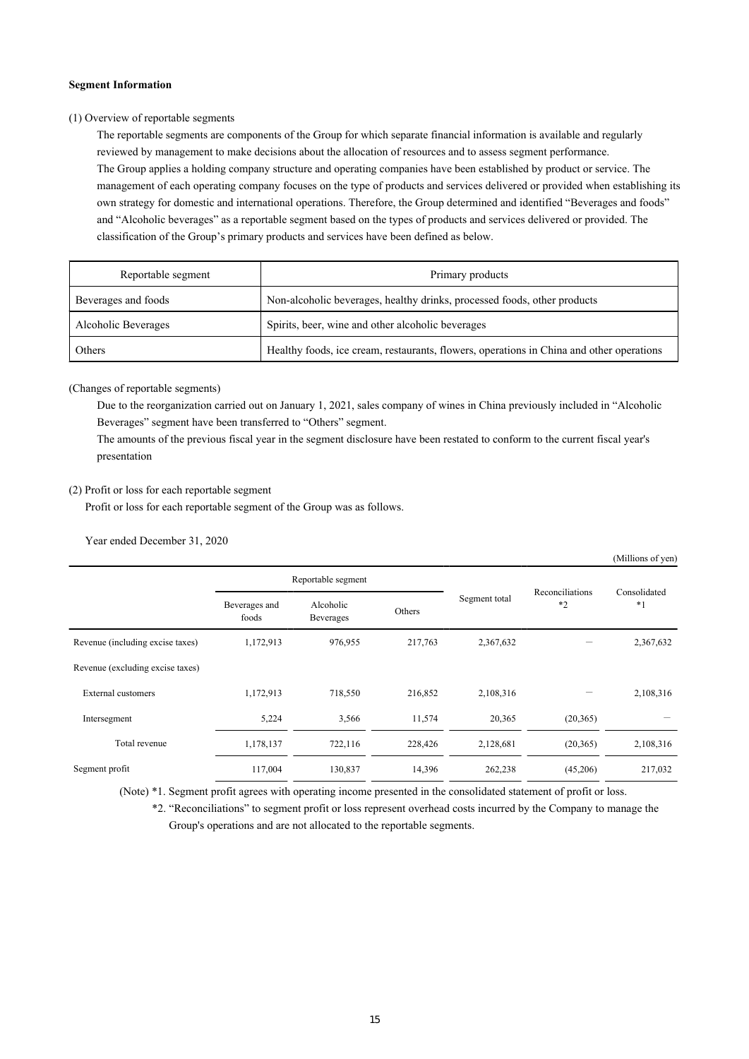**Segment Information**

(1) Overview of reportable segments

The reportable segments are components of the Group for which separate financial information is available and regularly reviewed by management to make decisions about the allocation of resources and to assess segment performance.
The Group applies a holding company structure and operating companies have been established by product or service. The management of each operating company focuses on the type of products and services delivered or provided when establishing its own strategy for domestic and international operations. Therefore, the Group determined and identified "Beverages and foods" and "Alcoholic beverages" as a reportable segment based on the types of products and services delivered or provided. The classification of the Group's primary products and services have been defined as below.

| Reportable segment | Primary products |
|---|---|
| Beverages and foods | Non-alcoholic beverages, healthy drinks, processed foods, other products |
| Alcoholic Beverages | Spirits, beer, wine and other alcoholic beverages |
| Others | Healthy foods, ice cream, restaurants, flowers, operations in China and other operations |

(Changes of reportable segments)

Due to the reorganization carried out on January 1, 2021, sales company of wines in China previously included in "Alcoholic Beverages" segment have been transferred to "Others" segment.
The amounts of the previous fiscal year in the segment disclosure have been restated to conform to the current fiscal year's presentation

(2) Profit or loss for each reportable segment

Profit or loss for each reportable segment of the Group was as follows.

Year ended December 31, 2020

(Millions of yen)

| | Reportable segment | | | Segment total | Reconciliations *2 | Consolidated *1 |
|---|---|---|---|---|---|---|
| | Beverages and foods | Alcoholic Beverages | Others | | | |
| Revenue (including excise taxes) | 1,172,913 | 976,955 | 217,763 | 2,367,632 | — | 2,367,632 |
| Revenue (excluding excise taxes) | | | | | | |
| External customers | 1,172,913 | 718,550 | 216,852 | 2,108,316 | — | 2,108,316 |
| Intersegment | 5,224 | 3,566 | 11,574 | 20,365 | (20,365) | — |
| Total revenue | 1,178,137 | 722,116 | 228,426 | 2,128,681 | (20,365) | 2,108,316 |
| Segment profit | 117,004 | 130,837 | 14,396 | 262,238 | (45,206) | 217,032 |

(Note) *1. Segment profit agrees with operating income presented in the consolidated statement of profit or loss.

*2. "Reconciliations" to segment profit or loss represent overhead costs incurred by the Company to manage the Group's operations and are not allocated to the reportable segments.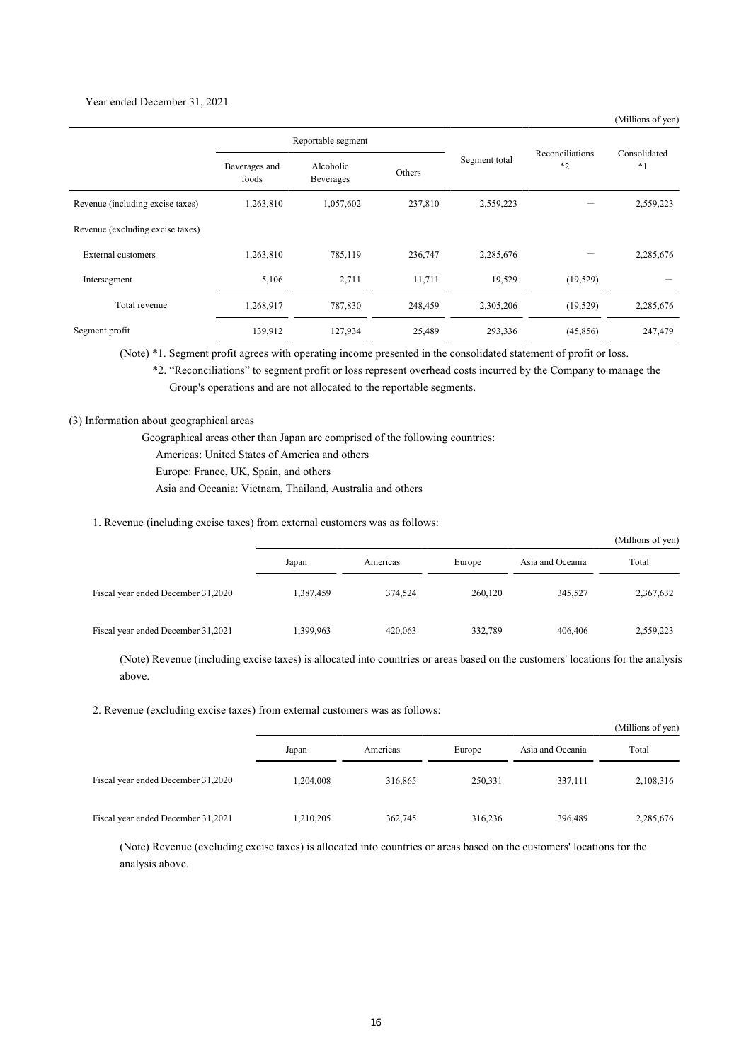Year ended December 31, 2021

(Millions of yen)

| | Reportable segment | | | Segment total | Reconciliations *2 | Consolidated *1 |
|---|---|---|---|---|---|---|
| | Beverages and foods | Alcoholic Beverages | Others | | | |
| Revenue (including excise taxes) | 1,263,810 | 1,057,602 | 237,810 | 2,559,223 | — | 2,559,223 |
| Revenue (excluding excise taxes) | | | | | | |
| External customers | 1,263,810 | 785,119 | 236,747 | 2,285,676 | — | 2,285,676 |
| Intersegment | 5,106 | 2,711 | 11,711 | 19,529 | (19,529) | — |
| Total revenue | 1,268,917 | 787,830 | 248,459 | 2,305,206 | (19,529) | 2,285,676 |
| Segment profit | 139,912 | 127,934 | 25,489 | 293,336 | (45,856) | 247,479 |

(Note) *1. Segment profit agrees with operating income presented in the consolidated statement of profit or loss.

*2. "Reconciliations" to segment profit or loss represent overhead costs incurred by the Company to manage the Group's operations and are not allocated to the reportable segments.

(3) Information about geographical areas

Geographical areas other than Japan are comprised of the following countries:

Americas: United States of America and others

Europe: France, UK, Spain, and others

Asia and Oceania: Vietnam, Thailand, Australia and others

1. Revenue (including excise taxes) from external customers was as follows:

(Millions of yen)

| | Japan | Americas | Europe | Asia and Oceania | Total |
|---|---|---|---|---|---|
| Fiscal year ended December 31,2020 | 1,387,459 | 374,524 | 260,120 | 345,527 | 2,367,632 |
| Fiscal year ended December 31,2021 | 1,399,963 | 420,063 | 332,789 | 406,406 | 2,559,223 |

(Note) Revenue (including excise taxes) is allocated into countries or areas based on the customers' locations for the analysis above.

2. Revenue (excluding excise taxes) from external customers was as follows:

(Millions of yen)

| | Japan | Americas | Europe | Asia and Oceania | Total |
|---|---|---|---|---|---|
| Fiscal year ended December 31,2020 | 1,204,008 | 316,865 | 250,331 | 337,111 | 2,108,316 |
| Fiscal year ended December 31,2021 | 1,210,205 | 362,745 | 316,236 | 396,489 | 2,285,676 |

(Note) Revenue (excluding excise taxes) is allocated into countries or areas based on the customers' locations for the analysis above.